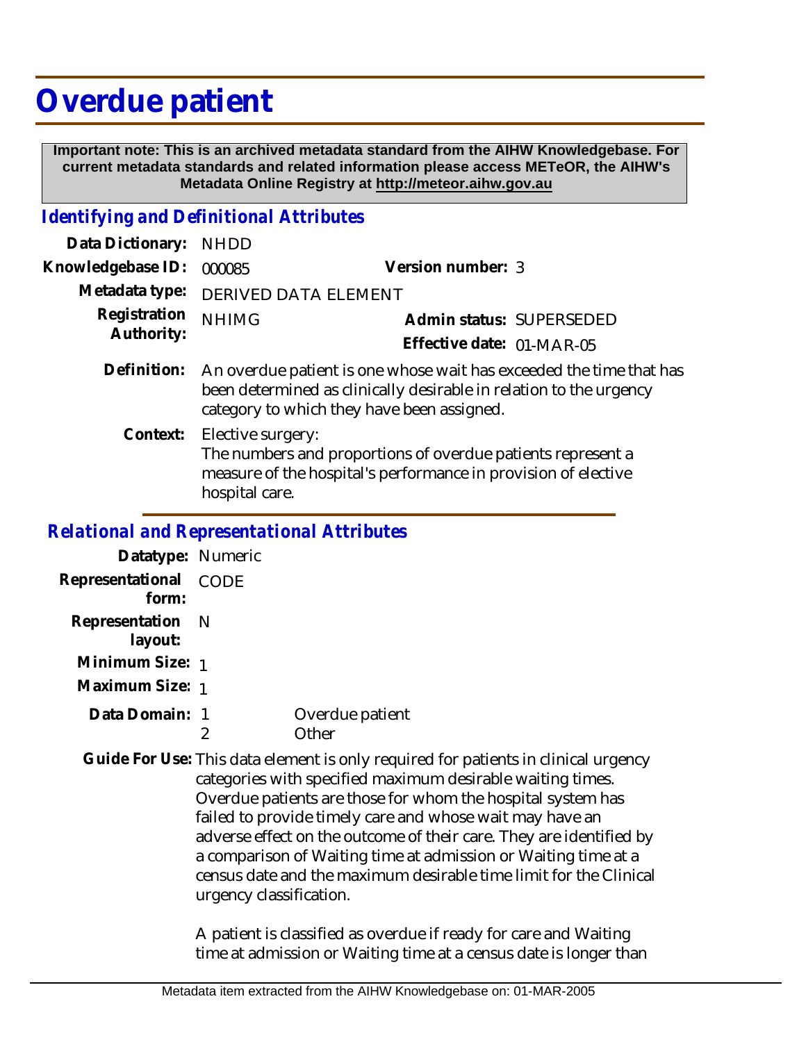# Overdue patient

**Important note: This is an archived metadata standard from the AIHW Knowledgebase. For current metadata standards and related information please access METeOR, the AIHW's Metadata Online Registry at http://meteor.aihw.gov.au**

## *Identifying and Definitional Attributes*

**Data Dictionary:** NHDD

**Knowledgebase ID:** 000085 **Version number:** 3

**Metadata type:** DERIVED DATA ELEMENT

**Registration Authority:** NHIMG **Admin status:** SUPERSEDED

**Effective date:** 01-MAR-05

**Definition:** An overdue patient is one whose wait has exceeded the time that has been determined as clinically desirable in relation to the urgency category to which they have been assigned.

**Context:** Elective surgery:
The numbers and proportions of overdue patients represent a measure of the hospital's performance in provision of elective hospital care.

## *Relational and Representational Attributes*

**Datatype:** Numeric

**Representational form:** CODE

**Representation layout:** N

**Minimum Size:** 1

**Maximum Size:** 1

**Data Domain:**

| | |
|---|---|
| 1 | Overdue patient |
| 2 | Other |

**Guide For Use:** This data element is only required for patients in clinical urgency categories with specified maximum desirable waiting times. Overdue patients are those for whom the hospital system has failed to provide timely care and whose wait may have an adverse effect on the outcome of their care. They are identified by a comparison of Waiting time at admission or Waiting time at a census date and the maximum desirable time limit for the Clinical urgency classification.

A patient is classified as overdue if ready for care and Waiting time at admission or Waiting time at a census date is longer than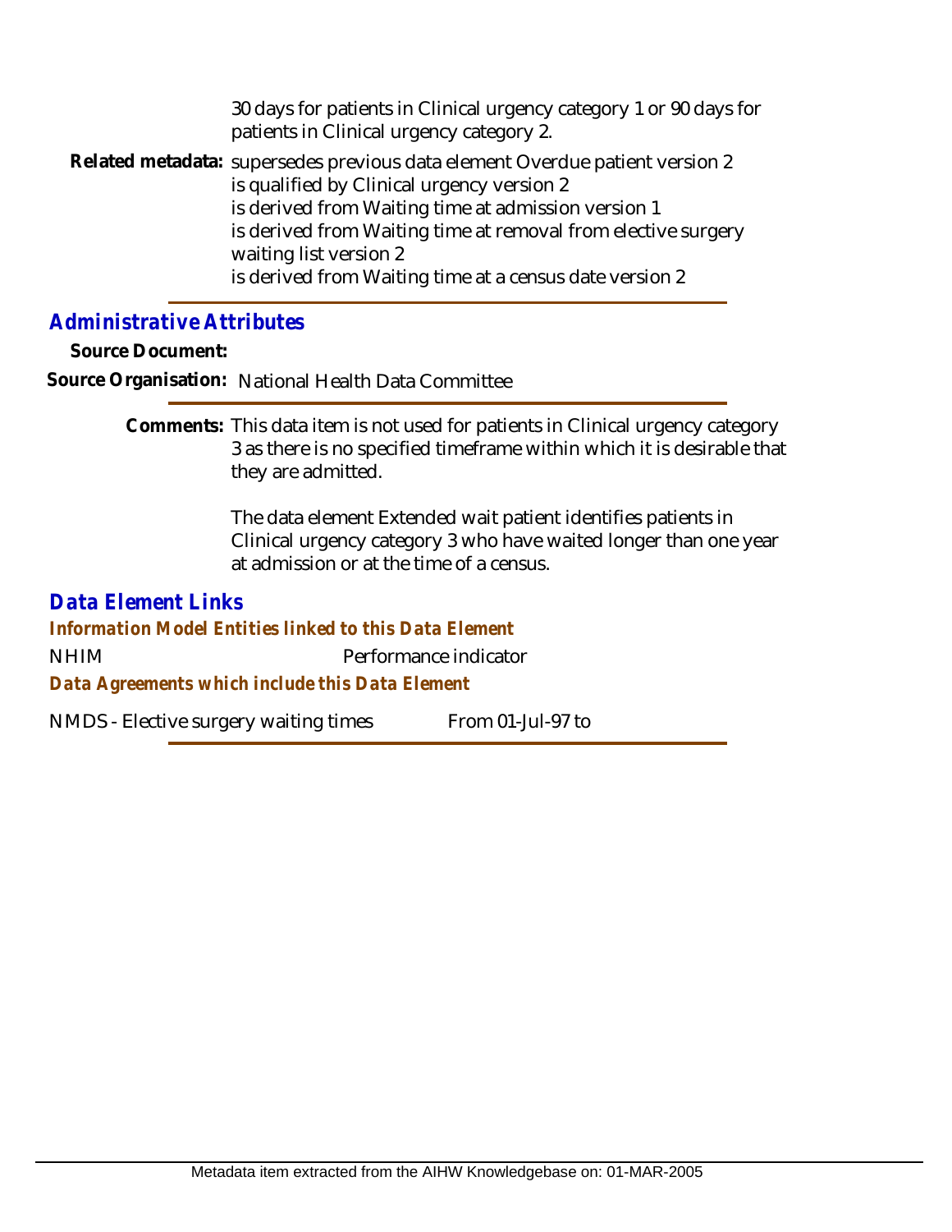30 days for patients in Clinical urgency category 1 or 90 days for patients in Clinical urgency category 2.

**Related metadata:** supersedes previous data element Overdue patient version 2
is qualified by Clinical urgency version 2
is derived from Waiting time at admission version 1
is derived from Waiting time at removal from elective surgery waiting list version 2
is derived from Waiting time at a census date version 2

## Administrative Attributes

**Source Document:**

**Source Organisation:** National Health Data Committee

**Comments:** This data item is not used for patients in Clinical urgency category 3 as there is no specified timeframe within which it is desirable that they are admitted.

The data element Extended wait patient identifies patients in Clinical urgency category 3 who have waited longer than one year at admission or at the time of a census.

## Data Element Links

### Information Model Entities linked to this Data Element

| | |
|---|---|
| NHIM | Performance indicator |

### Data Agreements which include this Data Element

| | |
|---|---|
| NMDS - Elective surgery waiting times | From 01-Jul-97 to |

Metadata item extracted from the AIHW Knowledgebase on: 01-MAR-2005